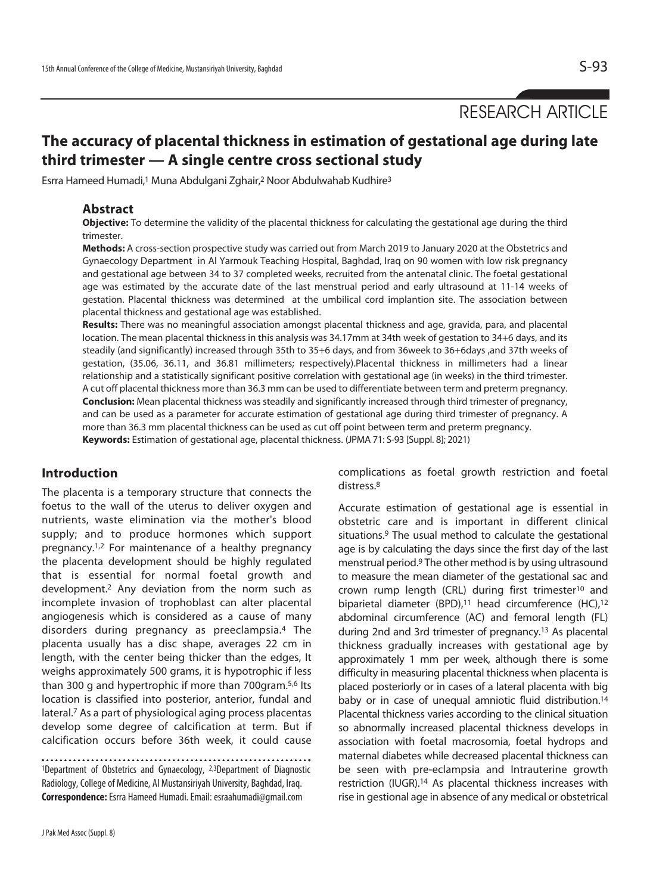RESEARCH ARTICLE

# The accuracy of placental thickness in estimation of gestational age during late third trimester — A single centre cross sectional study

Esrra Hameed Humadi,[1] Muna Abdulgani Zghair,[2] Noor Abdulwahab Kudhire[3]

## Abstract

**Objective:** To determine the validity of the placental thickness for calculating the gestational age during the third trimester.

**Methods:** A cross-section prospective study was carried out from March 2019 to January 2020 at the Obstetrics and Gynaecology Department in Al Yarmouk Teaching Hospital, Baghdad, Iraq on 90 women with low risk pregnancy and gestational age between 34 to 37 completed weeks, recruited from the antenatal clinic. The foetal gestational age was estimated by the accurate date of the last menstrual period and early ultrasound at 11-14 weeks of gestation. Placental thickness was determined at the umbilical cord implantion site. The association between placental thickness and gestational age was established.

**Results:** There was no meaningful association amongst placental thickness and age, gravida, para, and placental location. The mean placental thickness in this analysis was 34.17mm at 34th week of gestation to 34+6 days, and its steadily (and significantly) increased through 35th to 35+6 days, and from 36week to 36+6days ,and 37th weeks of gestation, (35.06, 36.11, and 36.81 millimeters; respectively).Placental thickness in millimeters had a linear relationship and a statistically significant positive correlation with gestational age (in weeks) in the third trimester. A cut off placental thickness more than 36.3 mm can be used to differentiate between term and preterm pregnancy.

**Conclusion:** Mean placental thickness was steadily and significantly increased through third trimester of pregnancy, and can be used as a parameter for accurate estimation of gestational age during third trimester of pregnancy. A more than 36.3 mm placental thickness can be used as cut off point between term and preterm pregnancy.

**Keywords:** Estimation of gestational age, placental thickness. (JPMA 71: S-93 [Suppl. 8]; 2021)

## Introduction

The placenta is a temporary structure that connects the foetus to the wall of the uterus to deliver oxygen and nutrients, waste elimination via the mother's blood supply; and to produce hormones which support pregnancy.[1,2] For maintenance of a healthy pregnancy the placenta development should be highly regulated that is essential for normal foetal growth and development.[2] Any deviation from the norm such as incomplete invasion of trophoblast can alter placental angiogenesis which is considered as a cause of many disorders during pregnancy as preeclampsia.[4] The placenta usually has a disc shape, averages 22 cm in length, with the center being thicker than the edges, It weighs approximately 500 grams, it is hypotrophic if less than 300 g and hypertrophic if more than 700gram.[5,6] Its location is classified into posterior, anterior, fundal and lateral.[7] As a part of physiological aging process placentas develop some degree of calcification at term. But if calcification occurs before 36th week, it could cause complications as foetal growth restriction and foetal distress.[8]

Accurate estimation of gestational age is essential in obstetric care and is important in different clinical situations.[9] The usual method to calculate the gestational age is by calculating the days since the first day of the last menstrual period.[9] The other method is by using ultrasound to measure the mean diameter of the gestational sac and crown rump length (CRL) during first trimester[10] and biparietal diameter (BPD),[11] head circumference (HC),[12] abdominal circumference (AC) and femoral length (FL) during 2nd and 3rd trimester of pregnancy.[13] As placental thickness gradually increases with gestational age by approximately 1 mm per week, although there is some difficulty in measuring placental thickness when placenta is placed posteriorly or in cases of a lateral placenta with big baby or in case of unequal amniotic fluid distribution.[14] Placental thickness varies according to the clinical situation so abnormally increased placental thickness develops in association with foetal macrosomia, foetal hydrops and maternal diabetes while decreased placental thickness can be seen with pre-eclampsia and Intrauterine growth restriction (IUGR).[14] As placental thickness increases with rise in gestional age in absence of any medical or obstetrical

[1]Department of Obstetrics and Gynaecology, [2,3]Department of Diagnostic Radiology, College of Medicine, Al Mustansiriyah University, Baghdad, Iraq.
**Correspondence:** Esrra Hameed Humadi. Email: esraahumadi@gmail.com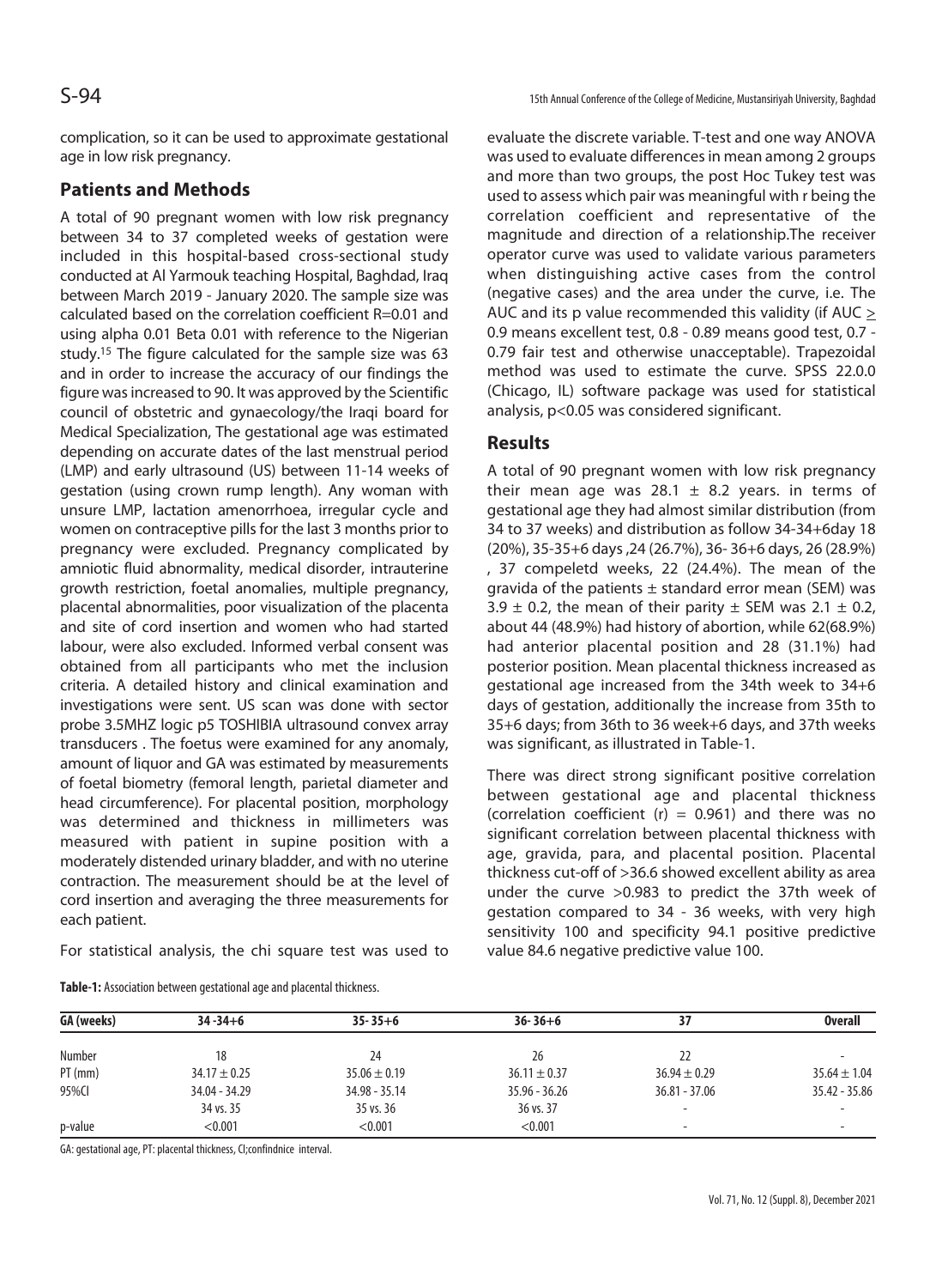complication, so it can be used to approximate gestational age in low risk pregnancy.

## Patients and Methods

A total of 90 pregnant women with low risk pregnancy between 34 to 37 completed weeks of gestation were included in this hospital-based cross-sectional study conducted at Al Yarmouk teaching Hospital, Baghdad, Iraq between March 2019 - January 2020. The sample size was calculated based on the correlation coefficient R=0.01 and using alpha 0.01 Beta 0.01 with reference to the Nigerian study.[15] The figure calculated for the sample size was 63 and in order to increase the accuracy of our findings the figure was increased to 90. It was approved by the Scientific council of obstetric and gynaecology/the Iraqi board for Medical Specialization, The gestational age was estimated depending on accurate dates of the last menstrual period (LMP) and early ultrasound (US) between 11-14 weeks of gestation (using crown rump length). Any woman with unsure LMP, lactation amenorrhoea, irregular cycle and women on contraceptive pills for the last 3 months prior to pregnancy were excluded. Pregnancy complicated by amniotic fluid abnormality, medical disorder, intrauterine growth restriction, foetal anomalies, multiple pregnancy, placental abnormalities, poor visualization of the placenta and site of cord insertion and women who had started labour, were also excluded. Informed verbal consent was obtained from all participants who met the inclusion criteria. A detailed history and clinical examination and investigations were sent. US scan was done with sector probe 3.5MHZ logic p5 TOSHIBIA ultrasound convex array transducers . The foetus were examined for any anomaly, amount of liquor and GA was estimated by measurements of foetal biometry (femoral length, parietal diameter and head circumference). For placental position, morphology was determined and thickness in millimeters was measured with patient in supine position with a moderately distended urinary bladder, and with no uterine contraction. The measurement should be at the level of cord insertion and averaging the three measurements for each patient.

For statistical analysis, the chi square test was used to evaluate the discrete variable. T-test and one way ANOVA was used to evaluate differences in mean among 2 groups and more than two groups, the post Hoc Tukey test was used to assess which pair was meaningful with r being the correlation coefficient and representative of the magnitude and direction of a relationship.The receiver operator curve was used to validate various parameters when distinguishing active cases from the control (negative cases) and the area under the curve, i.e. The AUC and its p value recommended this validity (if AUC $\geq$ 0.9 means excellent test, 0.8 - 0.89 means good test, 0.7 - 0.79 fair test and otherwise unacceptable). Trapezoidal method was used to estimate the curve. SPSS 22.0.0 (Chicago, IL) software package was used for statistical analysis, p<0.05 was considered significant.

## Results

A total of 90 pregnant women with low risk pregnancy their mean age was 28.1 $\pm$ 8.2 years. in terms of gestational age they had almost similar distribution (from 34 to 37 weeks) and distribution as follow 34-34+6day 18 (20%), 35-35+6 days ,24 (26.7%), 36- 36+6 days, 26 (28.9%) , 37 compeletd weeks, 22 (24.4%). The mean of the gravida of the patients $\pm$ standard error mean (SEM) was 3.9 $\pm$ 0.2, the mean of their parity $\pm$ SEM was 2.1 $\pm$ 0.2, about 44 (48.9%) had history of abortion, while 62(68.9%) had anterior placental position and 28 (31.1%) had posterior position. Mean placental thickness increased as gestational age increased from the 34th week to 34+6 days of gestation, additionally the increase from 35th to 35+6 days; from 36th to 36 week+6 days, and 37th weeks was significant, as illustrated in Table-1.

There was direct strong significant positive correlation between gestational age and placental thickness (correlation coefficient (r) = 0.961) and there was no significant correlation between placental thickness with age, gravida, para, and placental position. Placental thickness cut-off of >36.6 showed excellent ability as area under the curve >0.983 to predict the 37th week of gestation compared to 34 - 36 weeks, with very high sensitivity 100 and specificity 94.1 positive predictive value 84.6 negative predictive value 100.

**Table-1:** Association between gestational age and placental thickness.

| GA (weeks) | 34 -34+6 | 35- 35+6 | 36- 36+6 | 37 | Overall |
|---|---|---|---|---|---|
| Number | 18 | 24 | 26 | 22 | - |
| PT (mm) | 34.17 ± 0.25 | 35.06 ± 0.19 | 36.11 ± 0.37 | 36.94 ± 0.29 | 35.64 ± 1.04 |
| 95%CI | 34.04 - 34.29 | 34.98 - 35.14 | 35.96 - 36.26 | 36.81 - 37.06 | 35.42 - 35.86 |
| | 34 vs. 35 | 35 vs. 36 | 36 vs. 37 | - | - |
| p-value | <0.001 | <0.001 | <0.001 | - | - |

GA: gestational age, PT: placental thickness, CI;confindnice interval.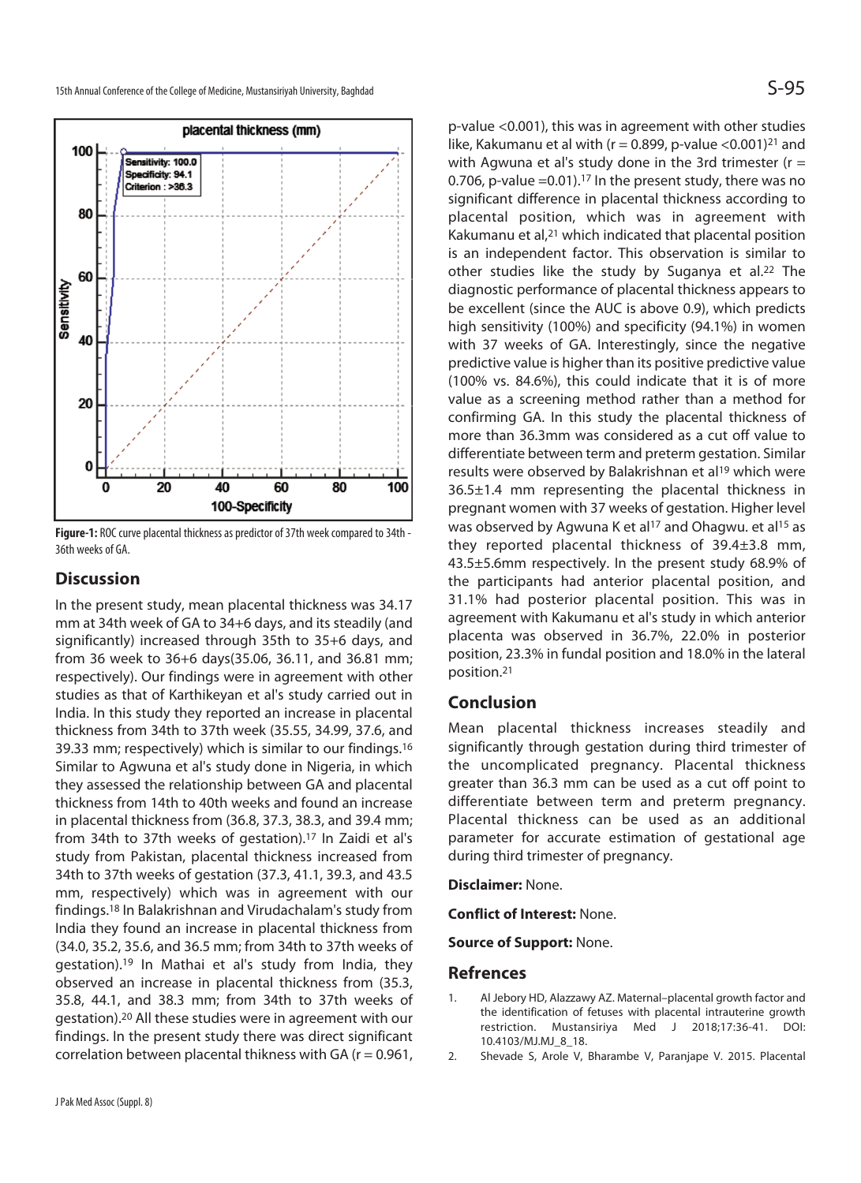Figure-1: ROC curve placental thickness as predictor of 37th week compared to 34th - 36th weeks of GA.

## Discussion

In the present study, mean placental thickness was 34.17 mm at 34th week of GA to 34+6 days, and its steadily (and significantly) increased through 35th to 35+6 days, and from 36 week to 36+6 days(35.06, 36.11, and 36.81 mm; respectively). Our findings were in agreement with other studies as that of Karthikeyan et al's study carried out in India. In this study they reported an increase in placental thickness from 34th to 37th week (35.55, 34.99, 37.6, and 39.33 mm; respectively) which is similar to our findings.[16] Similar to Agwuna et al's study done in Nigeria, in which they assessed the relationship between GA and placental thickness from 14th to 40th weeks and found an increase in placental thickness from (36.8, 37.3, 38.3, and 39.4 mm; from 34th to 37th weeks of gestation).[17] In Zaidi et al's study from Pakistan, placental thickness increased from 34th to 37th weeks of gestation (37.3, 41.1, 39.3, and 43.5 mm, respectively) which was in agreement with our findings.[18] In Balakrishnan and Virudachalam's study from India they found an increase in placental thickness from (34.0, 35.2, 35.6, and 36.5 mm; from 34th to 37th weeks of gestation).[19] In Mathai et al's study from India, they observed an increase in placental thickness from (35.3, 35.8, 44.1, and 38.3 mm; from 34th to 37th weeks of gestation).[20] All these studies were in agreement with our findings. In the present study there was direct significant correlation between placental thikness with GA ($r = 0.961$, p-value $<0.001$), this was in agreement with other studies like, Kakumanu et al with ($r = 0.899$, p-value $<0.001$)[21] and with Agwuna et al's study done in the 3rd trimester ($r = 0.706$, p-value $=0.01$).[17] In the present study, there was no significant difference in placental thickness according to placental position, which was in agreement with Kakumanu et al,[21] which indicated that placental position is an independent factor. This observation is similar to other studies like the study by Suganya et al.[22] The diagnostic performance of placental thickness appears to be excellent (since the AUC is above 0.9), which predicts high sensitivity (100%) and specificity (94.1%) in women with 37 weeks of GA. Interestingly, since the negative predictive value is higher than its positive predictive value (100% vs. 84.6%), this could indicate that it is of more value as a screening method rather than a method for confirming GA. In this study the placental thickness of more than 36.3mm was considered as a cut off value to differentiate between term and preterm gestation. Similar results were observed by Balakrishnan et al[19] which were 36.5±1.4 mm representing the placental thickness in pregnant women with 37 weeks of gestation. Higher level was observed by Agwuna K et al[17] and Ohagwu. et al[15] as they reported placental thickness of 39.4±3.8 mm, 43.5±5.6mm respectively. In the present study 68.9% of the participants had anterior placental position, and 31.1% had posterior placental position. This was in agreement with Kakumanu et al's study in which anterior placenta was observed in 36.7%, 22.0% in posterior position, 23.3% in fundal position and 18.0% in the lateral position.[21]

## Conclusion

Mean placental thickness increases steadily and significantly through gestation during third trimester of the uncomplicated pregnancy. Placental thickness greater than 36.3 mm can be used as a cut off point to differentiate between term and preterm pregnancy. Placental thickness can be used as an additional parameter for accurate estimation of gestational age during third trimester of pregnancy.

**Disclaimer:** None.

**Conflict of Interest:** None.

**Source of Support:** None.

## Refrences

1. Al Jebory HD, Alazzawy AZ. Maternal–placental growth factor and the identification of fetuses with placental intrauterine growth restriction. Mustansiriya Med J 2018;17:36-41. DOI: 10.4103/MJ.MJ_8_18.
2. Shevade S, Arole V, Bharambe V, Paranjape V. 2015. Placental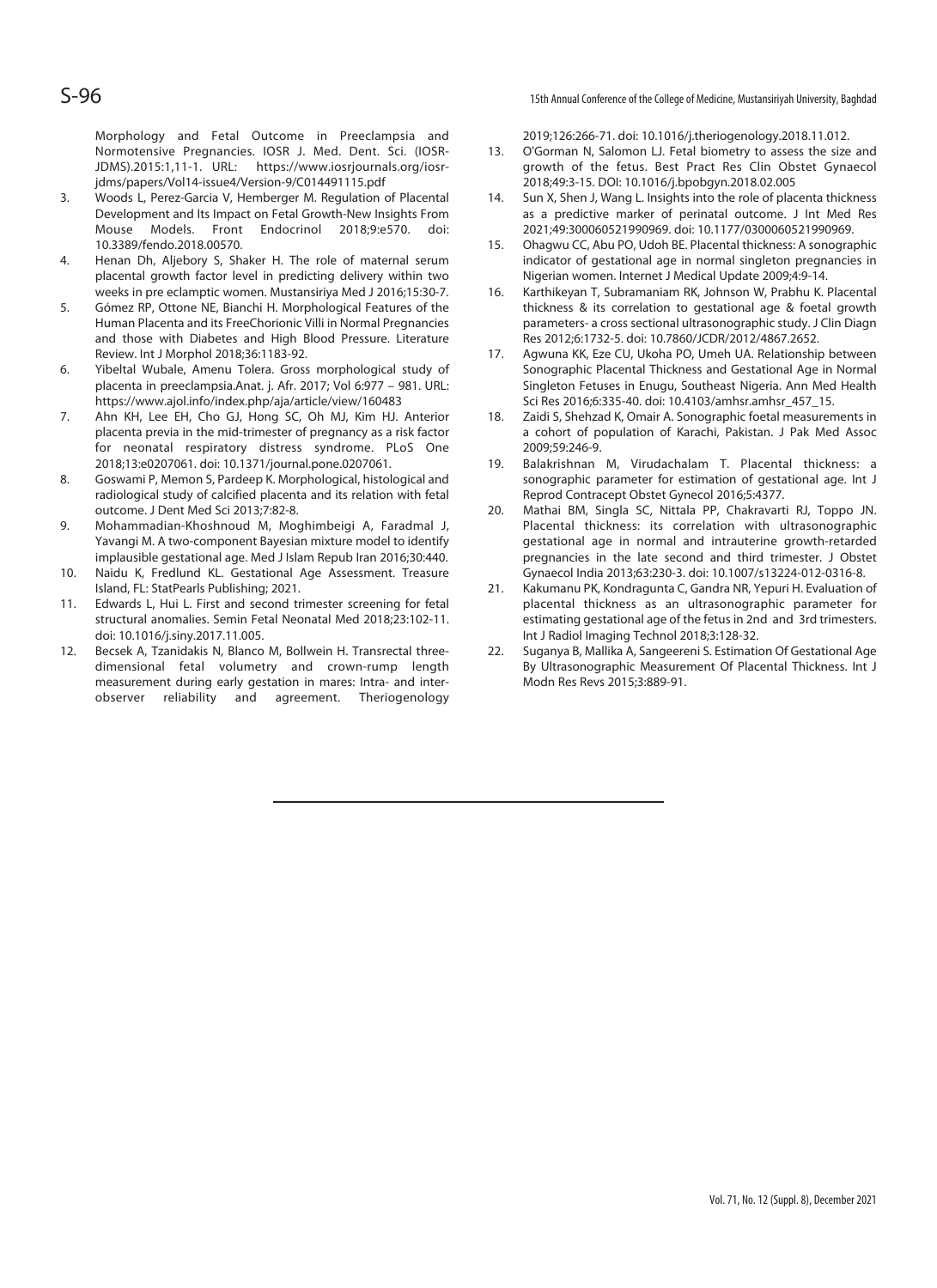Morphology and Fetal Outcome in Preeclampsia and Normotensive Pregnancies. IOSR J. Med. Dent. Sci. (IOSR-JDMS).2015:1,11-1. URL: https://www.iosrjournals.org/iosr-jdms/papers/Vol14-issue4/Version-9/C014491115.pdf

3. Woods L, Perez-Garcia V, Hemberger M. Regulation of Placental Development and Its Impact on Fetal Growth-New Insights From Mouse Models. Front Endocrinol 2018;9:e570. doi: 10.3389/fendo.2018.00570.
4. Henan Dh, Aljebory S, Shaker H. The role of maternal serum placental growth factor level in predicting delivery within two weeks in pre eclamptic women. Mustansiriya Med J 2016;15:30-7.
5. Gómez RP, Ottone NE, Bianchi H. Morphological Features of the Human Placenta and its FreeChorionic Villi in Normal Pregnancies and those with Diabetes and High Blood Pressure. Literature Review. Int J Morphol 2018;36:1183-92.
6. Yibeltal Wubale, Amenu Tolera. Gross morphological study of placenta in preeclampsia.Anat. j. Afr. 2017; Vol 6:977 – 981. URL: https://www.ajol.info/index.php/aja/article/view/160483
7. Ahn KH, Lee EH, Cho GJ, Hong SC, Oh MJ, Kim HJ. Anterior placenta previa in the mid-trimester of pregnancy as a risk factor for neonatal respiratory distress syndrome. PLoS One 2018;13:e0207061. doi: 10.1371/journal.pone.0207061.
8. Goswami P, Memon S, Pardeep K. Morphological, histological and radiological study of calcified placenta and its relation with fetal outcome. J Dent Med Sci 2013;7:82-8.
9. Mohammadian-Khoshnoud M, Moghimbeigi A, Faradmal J, Yavangi M. A two-component Bayesian mixture model to identify implausible gestational age. Med J Islam Repub Iran 2016;30:440.
10. Naidu K, Fredlund KL. Gestational Age Assessment. Treasure Island, FL: StatPearls Publishing; 2021.
11. Edwards L, Hui L. First and second trimester screening for fetal structural anomalies. Semin Fetal Neonatal Med 2018;23:102-11. doi: 10.1016/j.siny.2017.11.005.
12. Becsek A, Tzanidakis N, Blanco M, Bollwein H. Transrectal three-dimensional fetal volumetry and crown-rump length measurement during early gestation in mares: Intra- and inter-observer reliability and agreement. Theriogenology 2019;126:266-71. doi: 10.1016/j.theriogenology.2018.11.012.
13. O'Gorman N, Salomon LJ. Fetal biometry to assess the size and growth of the fetus. Best Pract Res Clin Obstet Gynaecol 2018;49:3-15. DOI: 10.1016/j.bpobgyn.2018.02.005
14. Sun X, Shen J, Wang L. Insights into the role of placenta thickness as a predictive marker of perinatal outcome. J Int Med Res 2021;49:300060521990969. doi: 10.1177/0300060521990969.
15. Ohagwu CC, Abu PO, Udoh BE. Placental thickness: A sonographic indicator of gestational age in normal singleton pregnancies in Nigerian women. Internet J Medical Update 2009;4:9-14.
16. Karthikeyan T, Subramaniam RK, Johnson W, Prabhu K. Placental thickness & its correlation to gestational age & foetal growth parameters- a cross sectional ultrasonographic study. J Clin Diagn Res 2012;6:1732-5. doi: 10.7860/JCDR/2012/4867.2652.
17. Agwuna KK, Eze CU, Ukoha PO, Umeh UA. Relationship between Sonographic Placental Thickness and Gestational Age in Normal Singleton Fetuses in Enugu, Southeast Nigeria. Ann Med Health Sci Res 2016;6:335-40. doi: 10.4103/amhsr.amhsr_457_15.
18. Zaidi S, Shehzad K, Omair A. Sonographic foetal measurements in a cohort of population of Karachi, Pakistan. J Pak Med Assoc 2009;59:246-9.
19. Balakrishnan M, Virudachalam T. Placental thickness: a sonographic parameter for estimation of gestational age. Int J Reprod Contracept Obstet Gynecol 2016;5:4377.
20. Mathai BM, Singla SC, Nittala PP, Chakravarti RJ, Toppo JN. Placental thickness: its correlation with ultrasonographic gestational age in normal and intrauterine growth-retarded pregnancies in the late second and third trimester. J Obstet Gynaecol India 2013;63:230-3. doi: 10.1007/s13224-012-0316-8.
21. Kakumanu PK, Kondragunta C, Gandra NR, Yepuri H. Evaluation of placental thickness as an ultrasonographic parameter for estimating gestational age of the fetus in 2nd and 3rd trimesters. Int J Radiol Imaging Technol 2018;3:128-32.
22. Suganya B, Mallika A, Sangeereni S. Estimation Of Gestational Age By Ultrasonographic Measurement Of Placental Thickness. Int J Modn Res Revs 2015;3:889-91.